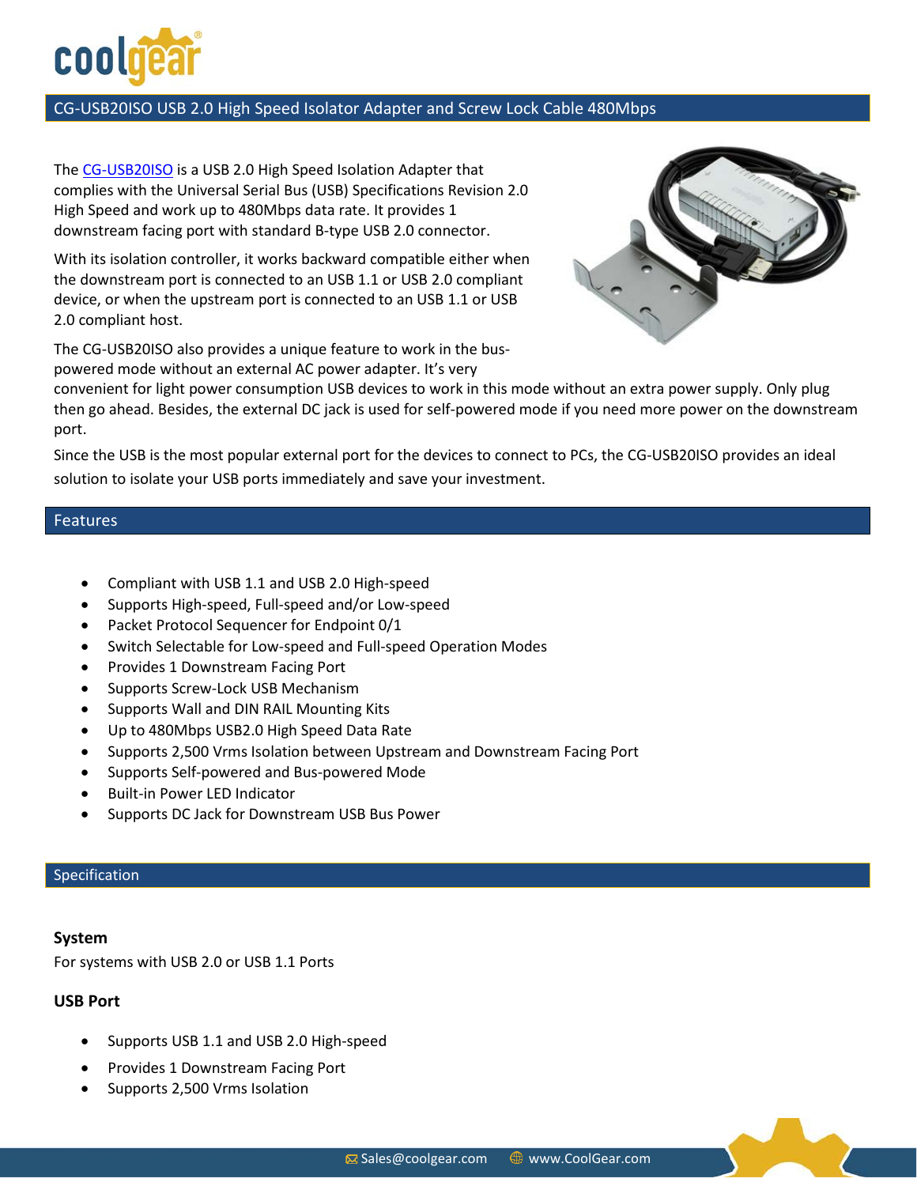# CG-USB20ISO USB 2.0 High Speed Isolator Adapter and Screw Lock Cable 480Mbps

The CG-USB20ISO is a USB 2.0 High Speed Isolation Adapter that complies with the Universal Serial Bus (USB) Specifications Revision 2.0 High Speed and work up to 480Mbps data rate. It provides 1 downstream facing port with standard B-type USB 2.0 connector.

With its isolation controller, it works backward compatible either when the downstream port is connected to an USB 1.1 or USB 2.0 compliant device, or when the upstream port is connected to an USB 1.1 or USB 2.0 compliant host.

The CG-USB20ISO also provides a unique feature to work in the bus-powered mode without an external AC power adapter. It's very convenient for light power consumption USB devices to work in this mode without an extra power supply. Only plug then go ahead. Besides, the external DC jack is used for self-powered mode if you need more power on the downstream port.

Since the USB is the most popular external port for the devices to connect to PCs, the CG-USB20ISO provides an ideal solution to isolate your USB ports immediately and save your investment.

## Features

- Compliant with USB 1.1 and USB 2.0 High-speed
- Supports High-speed, Full-speed and/or Low-speed
- Packet Protocol Sequencer for Endpoint 0/1
- Switch Selectable for Low-speed and Full-speed Operation Modes
- Provides 1 Downstream Facing Port
- Supports Screw-Lock USB Mechanism
- Supports Wall and DIN RAIL Mounting Kits
- Up to 480Mbps USB2.0 High Speed Data Rate
- Supports 2,500 Vrms Isolation between Upstream and Downstream Facing Port
- Supports Self-powered and Bus-powered Mode
- Built-in Power LED Indicator
- Supports DC Jack for Downstream USB Bus Power

## Specification

### System

For systems with USB 2.0 or USB 1.1 Ports

### USB Port

- Supports USB 1.1 and USB 2.0 High-speed
- Provides 1 Downstream Facing Port
- Supports 2,500 Vrms Isolation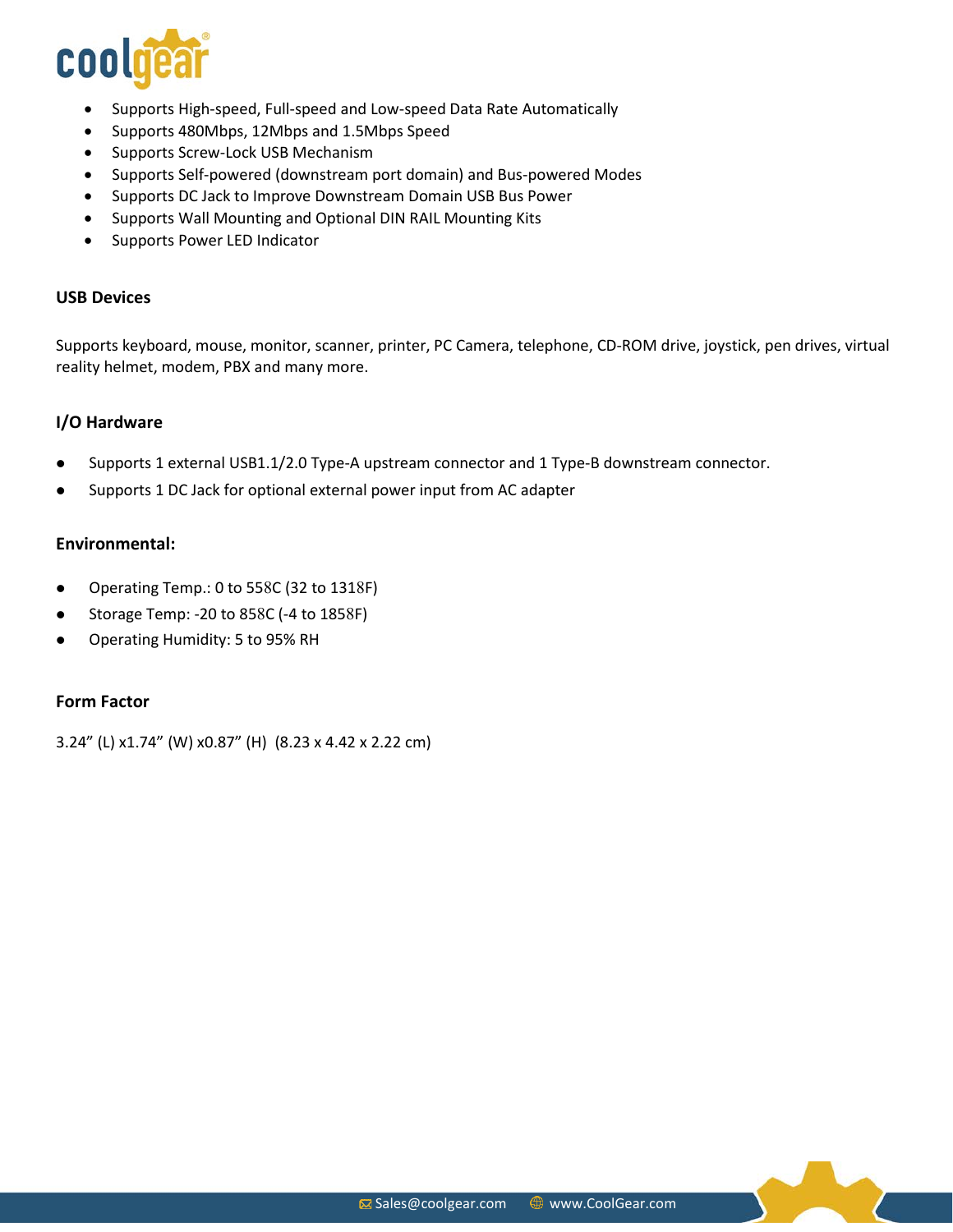- Supports High-speed, Full-speed and Low-speed Data Rate Automatically
- Supports 480Mbps, 12Mbps and 1.5Mbps Speed
- Supports Screw-Lock USB Mechanism
- Supports Self-powered (downstream port domain) and Bus-powered Modes
- Supports DC Jack to Improve Downstream Domain USB Bus Power
- Supports Wall Mounting and Optional DIN RAIL Mounting Kits
- Supports Power LED Indicator

**USB Devices**

Supports keyboard, mouse, monitor, scanner, printer, PC Camera, telephone, CD-ROM drive, joystick, pen drives, virtual reality helmet, modem, PBX and many more.

**I/O Hardware**

- Supports 1 external USB1.1/2.0 Type-A upstream connector and 1 Type-B downstream connector.
- Supports 1 DC Jack for optional external power input from AC adapter

**Environmental:**

- Operating Temp.: 0 to 558C (32 to 1318F)
- Storage Temp: -20 to 858C (-4 to 1858F)
- Operating Humidity: 5 to 95% RH

**Form Factor**

3.24” (L) x1.74” (W) x0.87” (H) (8.23 x 4.42 x 2.22 cm)

Sales@coolgear.com www.CoolGear.com